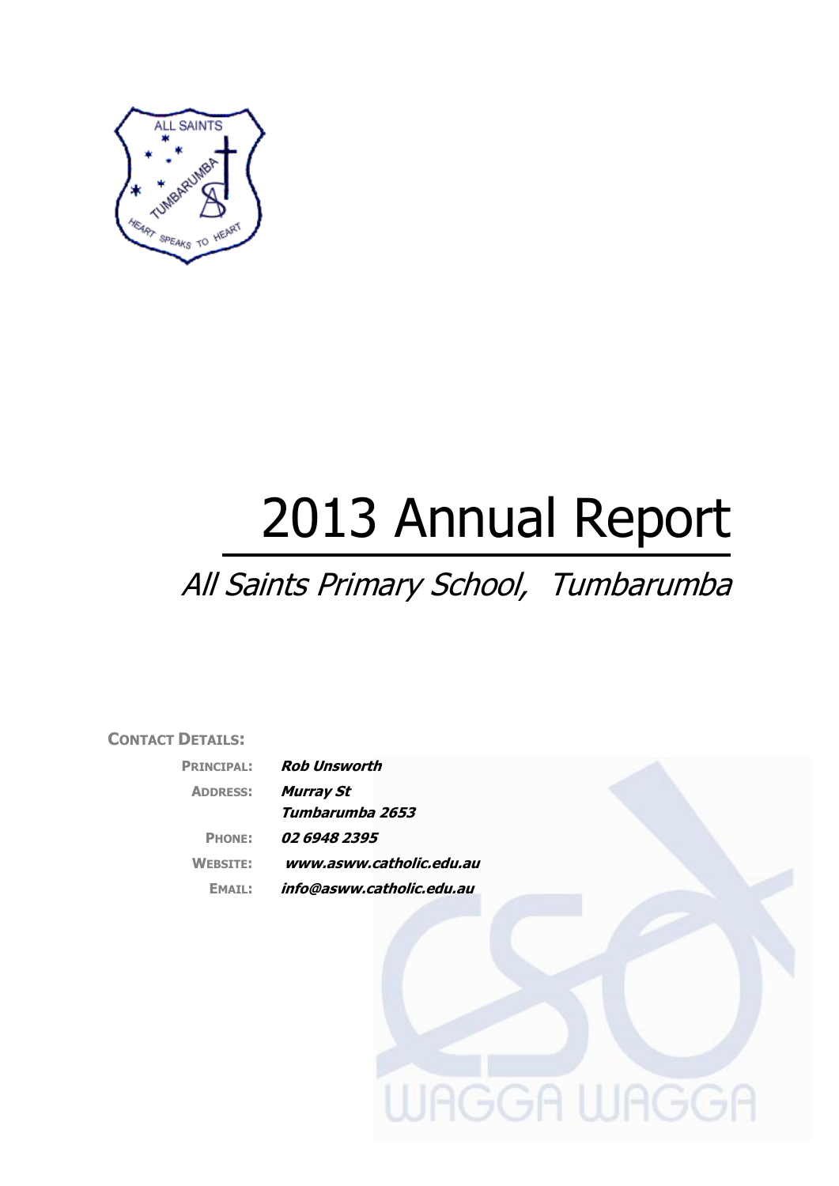# 2013 Annual Report

## *All Saints Primary School, Tumbarumba*

**CONTACT DETAILS:**

| | |
|---|---|
| **PRINCIPAL:** | ***Rob Unsworth*** |
| **ADDRESS:** | ***Murray St*** |
| | ***Tumbarumba 2653*** |
| **PHONE:** | ***02 6948 2395*** |
| **WEBSITE:** | ***www.asww.catholic.edu.au*** |
| **EMAIL:** | ***info@asww.catholic.edu.au*** |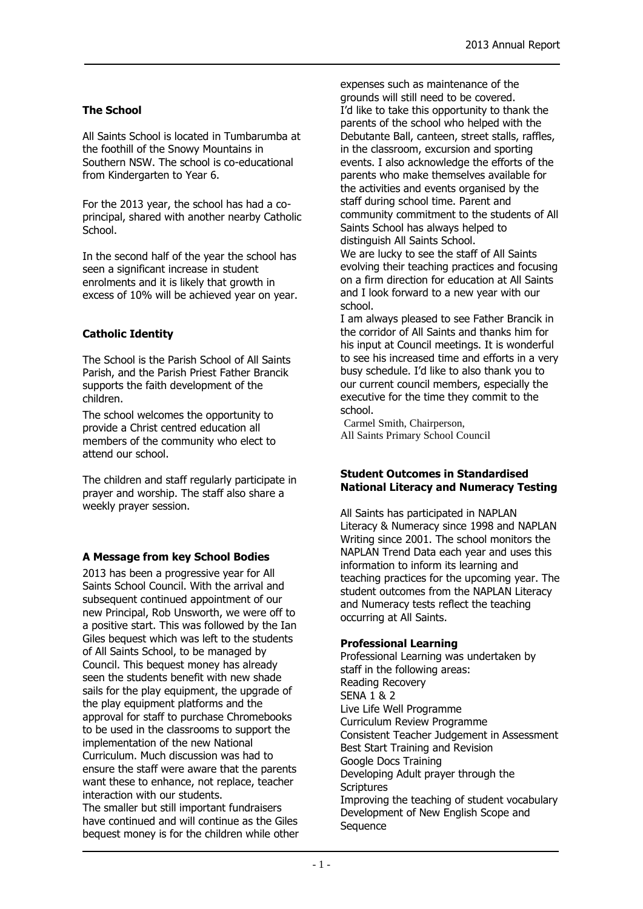## The School

All Saints School is located in Tumbarumba at the foothill of the Snowy Mountains in Southern NSW. The school is co-educational from Kindergarten to Year 6.

For the 2013 year, the school has had a co-principal, shared with another nearby Catholic School.

In the second half of the year the school has seen a significant increase in student enrolments and it is likely that growth in excess of 10% will be achieved year on year.

## Catholic Identity

The School is the Parish School of All Saints Parish, and the Parish Priest Father Brancik supports the faith development of the children.

The school welcomes the opportunity to provide a Christ centred education all members of the community who elect to attend our school.

The children and staff regularly participate in prayer and worship. The staff also share a weekly prayer session.

## A Message from key School Bodies

2013 has been a progressive year for All Saints School Council. With the arrival and subsequent continued appointment of our new Principal, Rob Unsworth, we were off to a positive start. This was followed by the Ian Giles bequest which was left to the students of All Saints School, to be managed by Council. This bequest money has already seen the students benefit with new shade sails for the play equipment, the upgrade of the play equipment platforms and the approval for staff to purchase Chromebooks to be used in the classrooms to support the implementation of the new National Curriculum. Much discussion was had to ensure the staff were aware that the parents want these to enhance, not replace, teacher interaction with our students.

The smaller but still important fundraisers have continued and will continue as the Giles bequest money is for the children while other expenses such as maintenance of the grounds will still need to be covered.

I'd like to take this opportunity to thank the parents of the school who helped with the Debutante Ball, canteen, street stalls, raffles, in the classroom, excursion and sporting events. I also acknowledge the efforts of the parents who make themselves available for the activities and events organised by the staff during school time. Parent and community commitment to the students of All Saints School has always helped to distinguish All Saints School.

We are lucky to see the staff of All Saints evolving their teaching practices and focusing on a firm direction for education at All Saints and I look forward to a new year with our school.

I am always pleased to see Father Brancik in the corridor of All Saints and thanks him for his input at Council meetings. It is wonderful to see his increased time and efforts in a very busy schedule. I'd like to also thank you to our current council members, especially the executive for the time they commit to the school.

Carmel Smith, Chairperson,
All Saints Primary School Council

## Student Outcomes in Standardised National Literacy and Numeracy Testing

All Saints has participated in NAPLAN Literacy & Numeracy since 1998 and NAPLAN Writing since 2001. The school monitors the NAPLAN Trend Data each year and uses this information to inform its learning and teaching practices for the upcoming year. The student outcomes from the NAPLAN Literacy and Numeracy tests reflect the teaching occurring at All Saints.

## Professional Learning

Professional Learning was undertaken by staff in the following areas:

Reading Recovery
SENA 1 & 2
Live Life Well Programme
Curriculum Review Programme
Consistent Teacher Judgement in Assessment
Best Start Training and Revision
Google Docs Training
Developing Adult prayer through the Scriptures
Improving the teaching of student vocabulary
Development of New English Scope and Sequence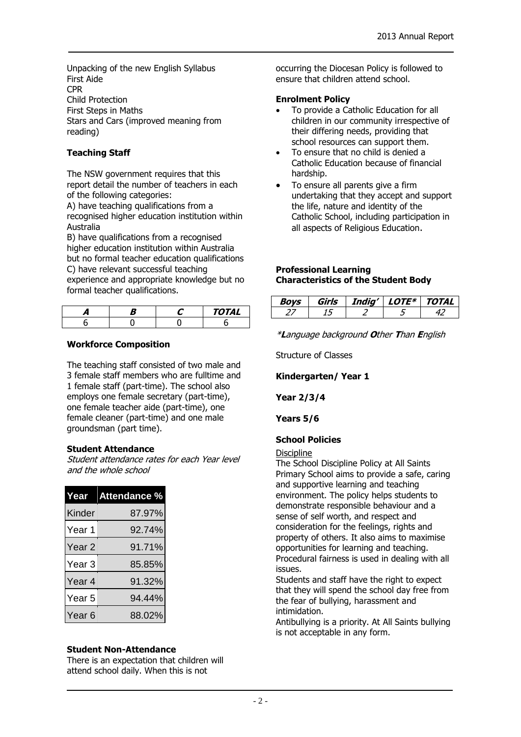Unpacking of the new English Syllabus
First Aide
CPR
Child Protection
First Steps in Maths
Stars and Cars (improved meaning from reading)

**Teaching Staff**

The NSW government requires that this report detail the number of teachers in each of the following categories:
A) have teaching qualifications from a recognised higher education institution within Australia
B) have qualifications from a recognised higher education institution within Australia but no formal teacher education qualifications
C) have relevant successful teaching experience and appropriate knowledge but no formal teacher qualifications.

| *A* | *B* | *C* | *TOTAL* |
|---|---|---|---|
| 6 | 0 | 0 | 6 |

**Workforce Composition**

The teaching staff consisted of two male and 3 female staff members who are fulltime and 1 female staff (part-time). The school also employs one female secretary (part-time), one female teacher aide (part-time), one female cleaner (part-time) and one male groundsman (part time).

**Student Attendance**
*Student attendance rates for each Year level and the whole school*

| Year | Attendance % |
|---|---|
| Kinder | 87.97% |
| Year 1 | 92.74% |
| Year 2 | 91.71% |
| Year 3 | 85.85% |
| Year 4 | 91.32% |
| Year 5 | 94.44% |
| Year 6 | 88.02% |

**Student Non-Attendance**
There is an expectation that children will attend school daily. When this is not occurring the Diocesan Policy is followed to ensure that children attend school.

**Enrolment Policy**

- To provide a Catholic Education for all children in our community irrespective of their differing needs, providing that school resources can support them.
- To ensure that no child is denied a Catholic Education because of financial hardship.
- To ensure all parents give a firm undertaking that they accept and support the life, nature and identity of the Catholic School, including participation in all aspects of Religious Education.

**Professional Learning**
**Characteristics of the Student Body**

| *Boys* | *Girls* | *Indig'* | *LOTE** | *TOTAL* |
|---|---|---|---|---|
| *27* | *15* | *2* | *5* | *42* |

*\****L**anguage background **O**ther **T**han **E**nglish*

Structure of Classes

**Kindergarten/ Year 1**

**Year 2/3/4**

**Years 5/6**

**School Policies**

Discipline
The School Discipline Policy at All Saints Primary School aims to provide a safe, caring and supportive learning and teaching environment. The policy helps students to demonstrate responsible behaviour and a sense of self worth, and respect and consideration for the feelings, rights and property of others. It also aims to maximise opportunities for learning and teaching. Procedural fairness is used in dealing with all issues.
Students and staff have the right to expect that they will spend the school day free from the fear of bullying, harassment and intimidation.
Antibullying is a priority. At All Saints bullying is not acceptable in any form.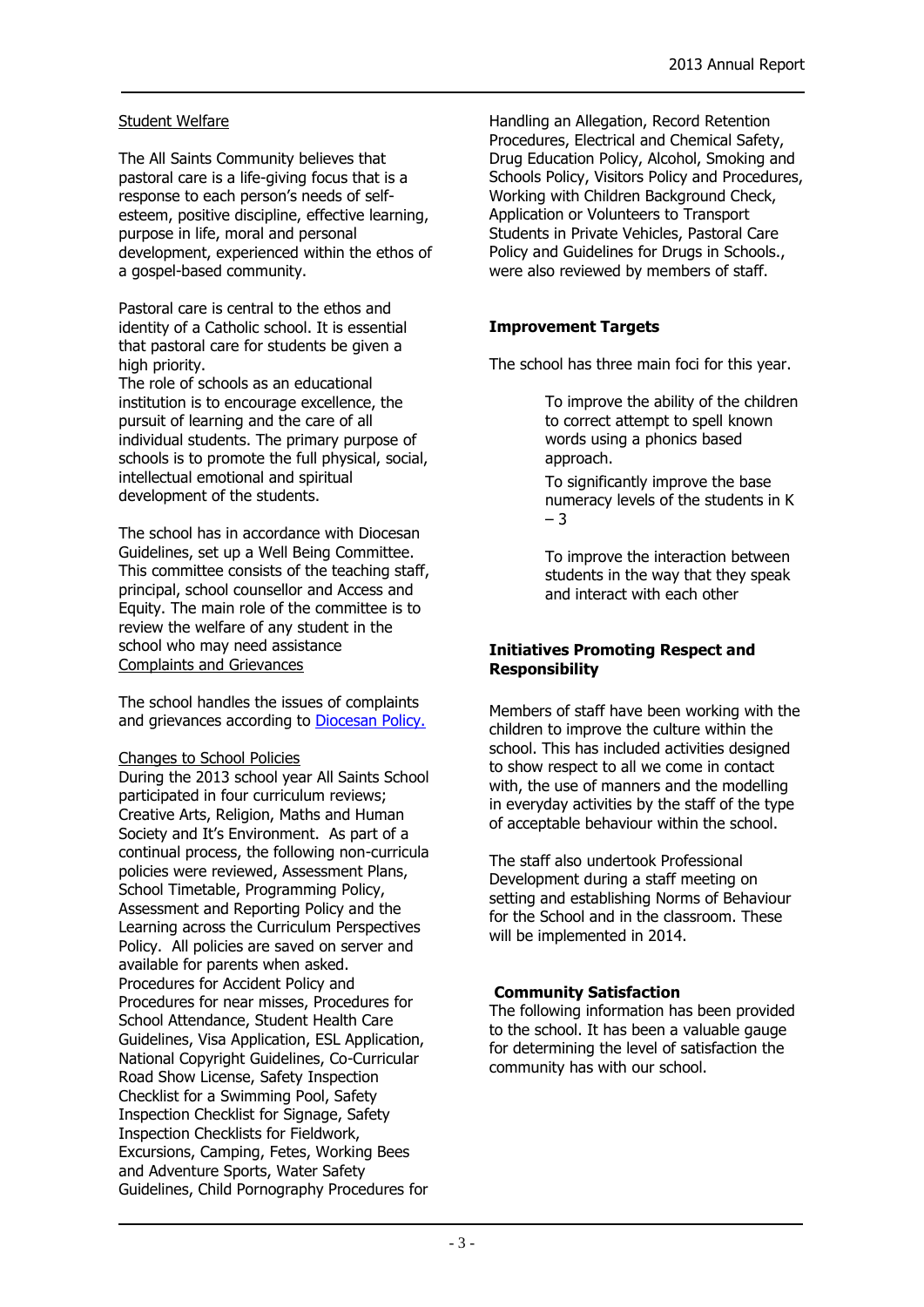## Student Welfare

The All Saints Community believes that pastoral care is a life-giving focus that is a response to each person's needs of self-esteem, positive discipline, effective learning, purpose in life, moral and personal development, experienced within the ethos of a gospel-based community.

Pastoral care is central to the ethos and identity of a Catholic school. It is essential that pastoral care for students be given a high priority.
The role of schools as an educational institution is to encourage excellence, the pursuit of learning and the care of all individual students. The primary purpose of schools is to promote the full physical, social, intellectual emotional and spiritual development of the students.

The school has in accordance with Diocesan Guidelines, set up a Well Being Committee. This committee consists of the teaching staff, principal, school counsellor and Access and Equity. The main role of the committee is to review the welfare of any student in the school who may need assistance

## Complaints and Grievances

The school handles the issues of complaints and grievances according to Diocesan Policy.

## Changes to School Policies

During the 2013 school year All Saints School participated in four curriculum reviews; Creative Arts, Religion, Maths and Human Society and It's Environment. As part of a continual process, the following non-curricula policies were reviewed, Assessment Plans, School Timetable, Programming Policy, Assessment and Reporting Policy and the Learning across the Curriculum Perspectives Policy. All policies are saved on server and available for parents when asked.
Procedures for Accident Policy and Procedures for near misses, Procedures for School Attendance, Student Health Care Guidelines, Visa Application, ESL Application, National Copyright Guidelines, Co-Curricular Road Show License, Safety Inspection Checklist for a Swimming Pool, Safety Inspection Checklist for Signage, Safety Inspection Checklists for Fieldwork, Excursions, Camping, Fetes, Working Bees and Adventure Sports, Water Safety Guidelines, Child Pornography Procedures for Handling an Allegation, Record Retention Procedures, Electrical and Chemical Safety, Drug Education Policy, Alcohol, Smoking and Schools Policy, Visitors Policy and Procedures, Working with Children Background Check, Application or Volunteers to Transport Students in Private Vehicles, Pastoral Care Policy and Guidelines for Drugs in Schools., were also reviewed by members of staff.

## Improvement Targets

The school has three main foci for this year.

- To improve the ability of the children to correct attempt to spell known words using a phonics based approach.
- To significantly improve the base numeracy levels of the students in K – 3
- To improve the interaction between students in the way that they speak and interact with each other

## Initiatives Promoting Respect and Responsibility

Members of staff have been working with the children to improve the culture within the school. This has included activities designed to show respect to all we come in contact with, the use of manners and the modelling in everyday activities by the staff of the type of acceptable behaviour within the school.

The staff also undertook Professional Development during a staff meeting on setting and establishing Norms of Behaviour for the School and in the classroom. These will be implemented in 2014.

## Community Satisfaction

The following information has been provided to the school. It has been a valuable gauge for determining the level of satisfaction the community has with our school.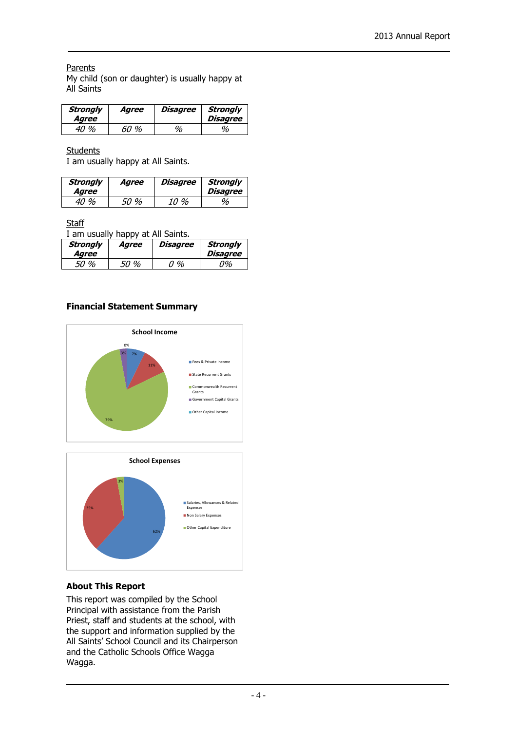Parents

My child (son or daughter) is usually happy at All Saints

| *Strongly Agree* | *Agree* | *Disagree* | *Strongly Disagree* |
|---|---|---|---|
| *40 %* | *60 %* | *%* | *%* |

Students

I am usually happy at All Saints.

| *Strongly Agree* | *Agree* | *Disagree* | *Strongly Disagree* |
|---|---|---|---|
| *40 %* | *50 %* | *10 %* | *%* |

Staff

I am usually happy at All Saints.

| *Strongly Agree* | *Agree* | *Disagree* | *Strongly Disagree* |
|---|---|---|---|
| *50 %* | *50 %* | *0 %* | *0%* |

**Financial Statement Summary**

School Income

0%
3%
7%
11%
79%

Fees & Private Income
State Recurrent Grants
Commonwealth Recurrent Grants
Government Capital Grants
Other Capital Income

School Expenses

3%
35%
62%

Salaries, Allowances & Related Expenses
Non Salary Expenses
Other Capital Expenditure

**About This Report**

This report was compiled by the School Principal with assistance from the Parish Priest, staff and students at the school, with the support and information supplied by the All Saints' School Council and its Chairperson and the Catholic Schools Office Wagga Wagga.